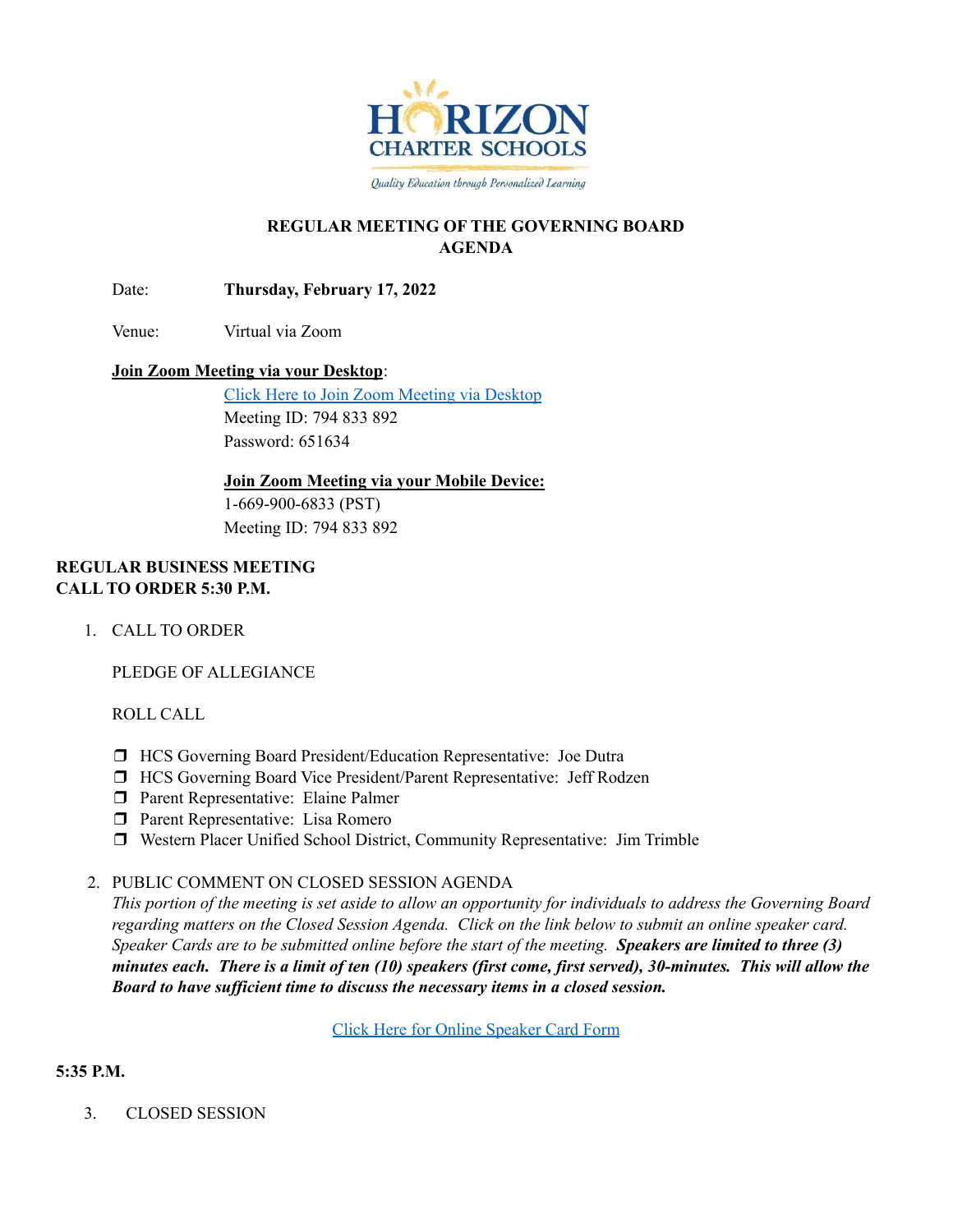HORIZON CHARTER SCHOOLS

*Quality Education through Personalized Learning*

# REGULAR MEETING OF THE GOVERNING BOARD
# AGENDA

Date: **Thursday, February 17, 2022**

Venue: Virtual via Zoom

**Join Zoom Meeting via your Desktop**:

Click Here to Join Zoom Meeting via Desktop
Meeting ID: 794 833 892
Password: 651634

**Join Zoom Meeting via your Mobile Device:**
1-669-900-6833 (PST)
Meeting ID: 794 833 892

**REGULAR BUSINESS MEETING**
**CALL TO ORDER 5:30 P.M.**

1. CALL TO ORDER

   PLEDGE OF ALLEGIANCE

   ROLL CALL

   - ❒ HCS Governing Board President/Education Representative: Joe Dutra
   - ❒ HCS Governing Board Vice President/Parent Representative: Jeff Rodzen
   - ❒ Parent Representative: Elaine Palmer
   - ❒ Parent Representative: Lisa Romero
   - ❒ Western Placer Unified School District, Community Representative: Jim Trimble

2. PUBLIC COMMENT ON CLOSED SESSION AGENDA
   *This portion of the meeting is set aside to allow an opportunity for individuals to address the Governing Board regarding matters on the Closed Session Agenda. Click on the link below to submit an online speaker card. Speaker Cards are to be submitted online before the start of the meeting.* ***Speakers are limited to three (3) minutes each. There is a limit of ten (10) speakers (first come, first served), 30-minutes. This will allow the Board to have sufficient time to discuss the necessary items in a closed session.***

   Click Here for Online Speaker Card Form

**5:35 P.M.**

3. CLOSED SESSION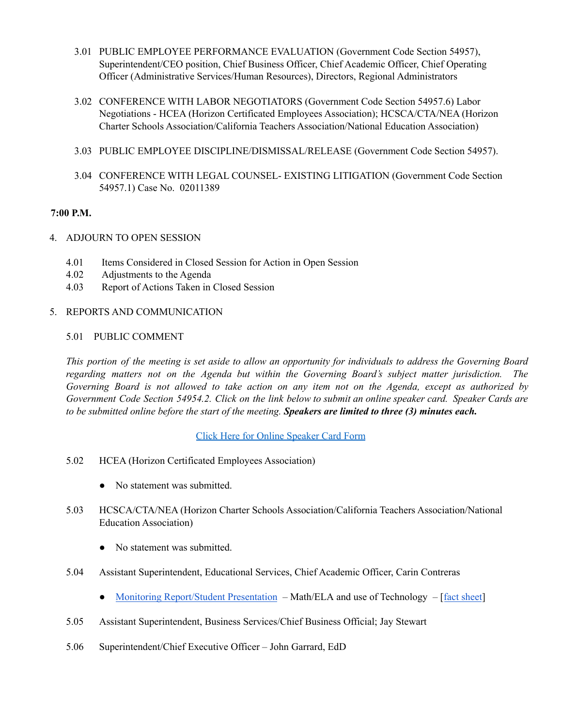3.01 PUBLIC EMPLOYEE PERFORMANCE EVALUATION (Government Code Section 54957), Superintendent/CEO position, Chief Business Officer, Chief Academic Officer, Chief Operating Officer (Administrative Services/Human Resources), Directors, Regional Administrators

3.02 CONFERENCE WITH LABOR NEGOTIATORS (Government Code Section 54957.6) Labor Negotiations - HCEA (Horizon Certificated Employees Association); HCSCA/CTA/NEA (Horizon Charter Schools Association/California Teachers Association/National Education Association)

3.03 PUBLIC EMPLOYEE DISCIPLINE/DISMISSAL/RELEASE (Government Code Section 54957).

3.04 CONFERENCE WITH LEGAL COUNSEL- EXISTING LITIGATION (Government Code Section 54957.1) Case No. 02011389

**7:00 P.M.**

4. ADJOURN TO OPEN SESSION

   4.01 Items Considered in Closed Session for Action in Open Session
   4.02 Adjustments to the Agenda
   4.03 Report of Actions Taken in Closed Session

5. REPORTS AND COMMUNICATION

   5.01 PUBLIC COMMENT

   *This portion of the meeting is set aside to allow an opportunity for individuals to address the Governing Board regarding matters not on the Agenda but within the Governing Board's subject matter jurisdiction. The Governing Board is not allowed to take action on any item not on the Agenda, except as authorized by Government Code Section 54954.2. Click on the link below to submit an online speaker card. Speaker Cards are to be submitted online before the start of the meeting.* ***Speakers are limited to three (3) minutes each.***

   Click Here for Online Speaker Card Form

   5.02 HCEA (Horizon Certificated Employees Association)

   - No statement was submitted.

   5.03 HCSCA/CTA/NEA (Horizon Charter Schools Association/California Teachers Association/National Education Association)

   - No statement was submitted.

   5.04 Assistant Superintendent, Educational Services, Chief Academic Officer, Carin Contreras

   - Monitoring Report/Student Presentation – Math/ELA and use of Technology – [fact sheet]

   5.05 Assistant Superintendent, Business Services/Chief Business Official; Jay Stewart

   5.06 Superintendent/Chief Executive Officer – John Garrard, EdD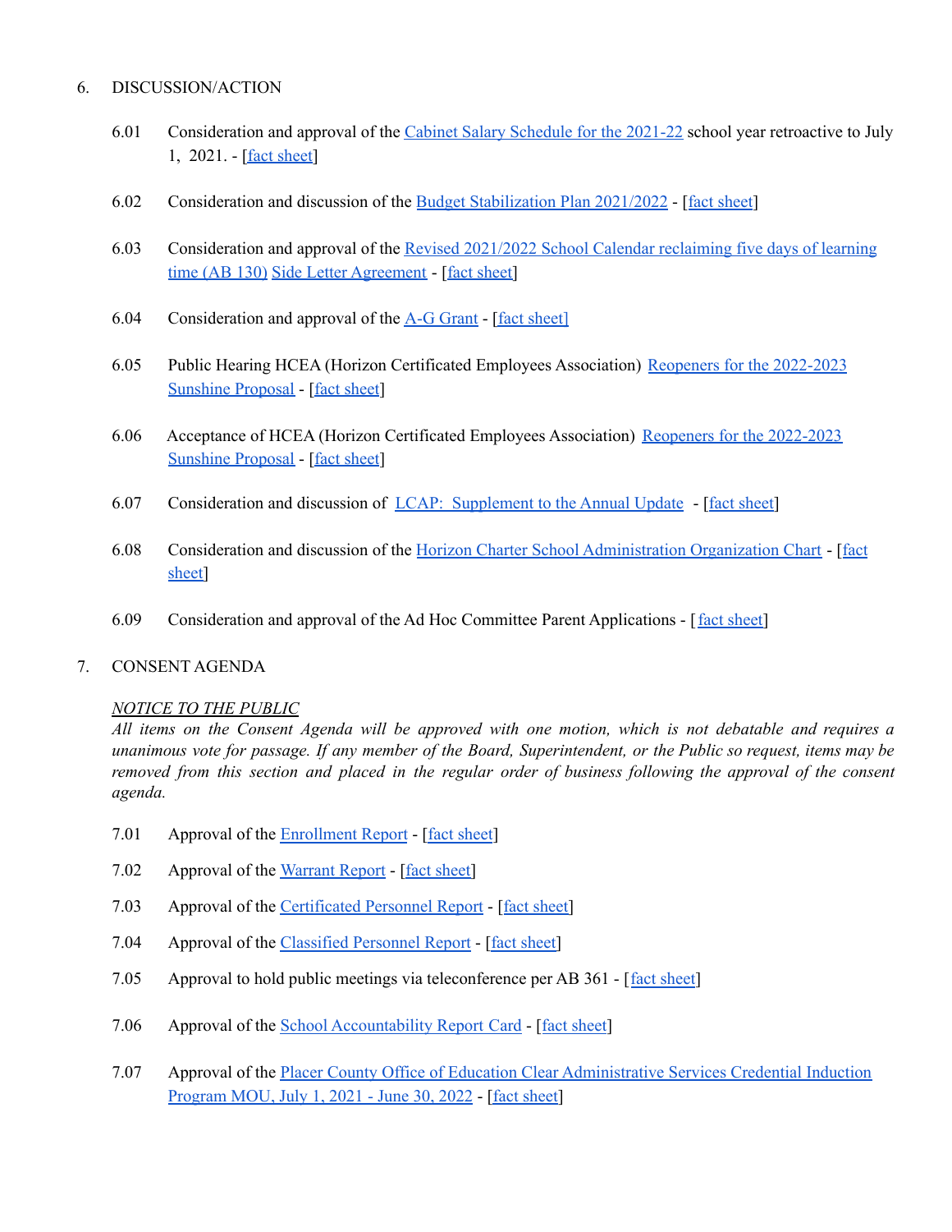6. DISCUSSION/ACTION

   6.01 Consideration and approval of the Cabinet Salary Schedule for the 2021-22 school year retroactive to July 1, 2021. - [fact sheet]

   6.02 Consideration and discussion of the Budget Stabilization Plan 2021/2022 - [fact sheet]

   6.03 Consideration and approval of the Revised 2021/2022 School Calendar reclaiming five days of learning time (AB 130) Side Letter Agreement - [fact sheet]

   6.04 Consideration and approval of the A-G Grant - [fact sheet]

   6.05 Public Hearing HCEA (Horizon Certificated Employees Association) Reopeners for the 2022-2023 Sunshine Proposal - [fact sheet]

   6.06 Acceptance of HCEA (Horizon Certificated Employees Association) Reopeners for the 2022-2023 Sunshine Proposal - [fact sheet]

   6.07 Consideration and discussion of LCAP: Supplement to the Annual Update - [fact sheet]

   6.08 Consideration and discussion of the Horizon Charter School Administration Organization Chart - [fact sheet]

   6.09 Consideration and approval of the Ad Hoc Committee Parent Applications - [fact sheet]

7. CONSENT AGENDA

   *NOTICE TO THE PUBLIC*
   *All items on the Consent Agenda will be approved with one motion, which is not debatable and requires a unanimous vote for passage. If any member of the Board, Superintendent, or the Public so request, items may be removed from this section and placed in the regular order of business following the approval of the consent agenda.*

   7.01 Approval of the Enrollment Report - [fact sheet]

   7.02 Approval of the Warrant Report - [fact sheet]

   7.03 Approval of the Certificated Personnel Report - [fact sheet]

   7.04 Approval of the Classified Personnel Report - [fact sheet]

   7.05 Approval to hold public meetings via teleconference per AB 361 - [fact sheet]

   7.06 Approval of the School Accountability Report Card - [fact sheet]

   7.07 Approval of the Placer County Office of Education Clear Administrative Services Credential Induction Program MOU, July 1, 2021 - June 30, 2022 - [fact sheet]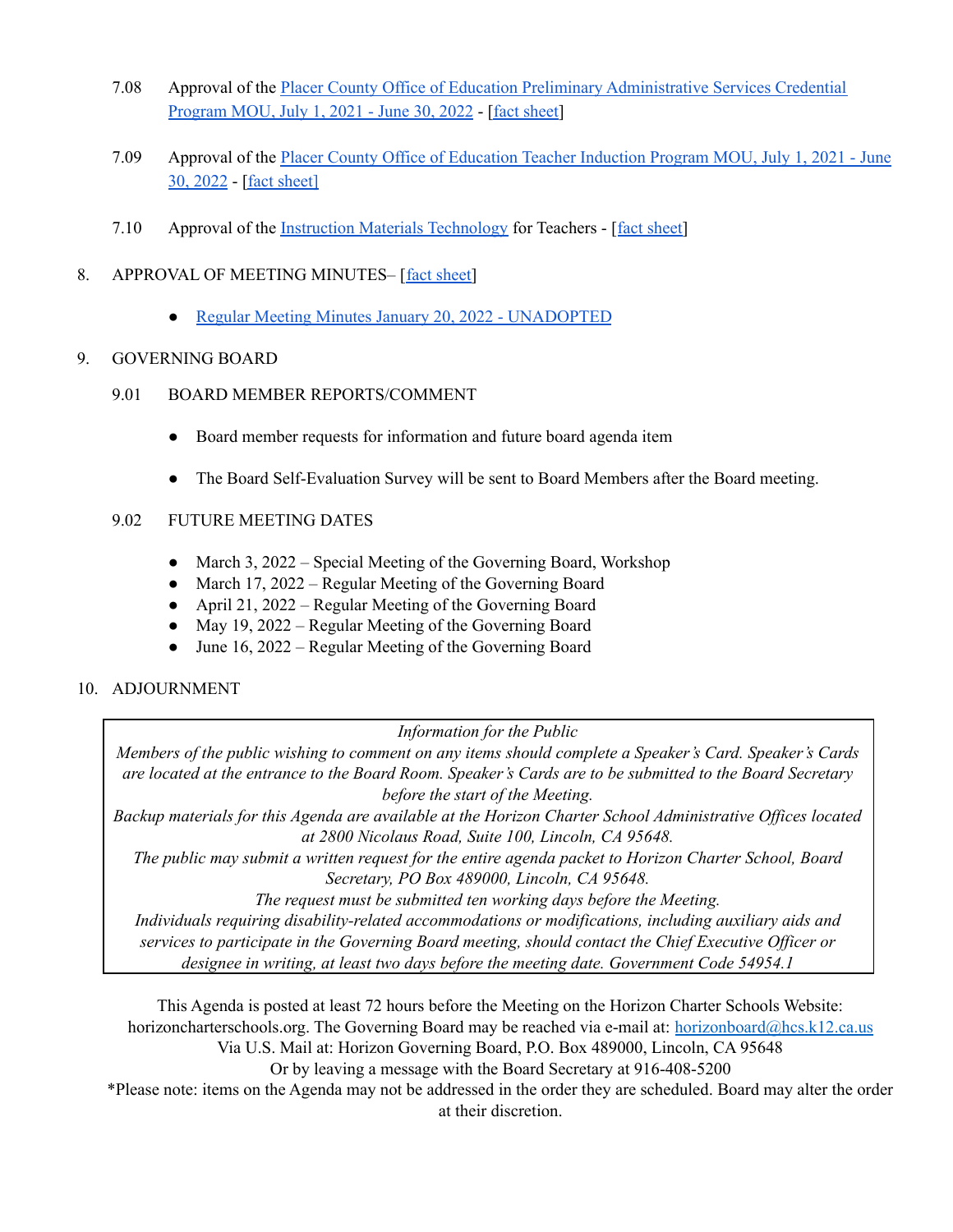7.08 Approval of the Placer County Office of Education Preliminary Administrative Services Credential Program MOU, July 1, 2021 - June 30, 2022 - [fact sheet]

7.09 Approval of the Placer County Office of Education Teacher Induction Program MOU, July 1, 2021 - June 30, 2022 - [fact sheet]

7.10 Approval of the Instruction Materials Technology for Teachers - [fact sheet]

8. APPROVAL OF MEETING MINUTES– [fact sheet]

- Regular Meeting Minutes January 20, 2022 - UNADOPTED

9. GOVERNING BOARD

9.01 BOARD MEMBER REPORTS/COMMENT

- Board member requests for information and future board agenda item
- The Board Self-Evaluation Survey will be sent to Board Members after the Board meeting.

9.02 FUTURE MEETING DATES

- March 3, 2022 – Special Meeting of the Governing Board, Workshop
- March 17, 2022 – Regular Meeting of the Governing Board
- April 21, 2022 – Regular Meeting of the Governing Board
- May 19, 2022 – Regular Meeting of the Governing Board
- June 16, 2022 – Regular Meeting of the Governing Board

10. ADJOURNMENT

*Information for the Public*
*Members of the public wishing to comment on any items should complete a Speaker's Card. Speaker's Cards are located at the entrance to the Board Room. Speaker's Cards are to be submitted to the Board Secretary before the start of the Meeting.*
*Backup materials for this Agenda are available at the Horizon Charter School Administrative Offices located at 2800 Nicolaus Road, Suite 100, Lincoln, CA 95648.*
*The public may submit a written request for the entire agenda packet to Horizon Charter School, Board Secretary, PO Box 489000, Lincoln, CA 95648.*
*The request must be submitted ten working days before the Meeting.*
*Individuals requiring disability-related accommodations or modifications, including auxiliary aids and services to participate in the Governing Board meeting, should contact the Chief Executive Officer or designee in writing, at least two days before the meeting date. Government Code 54954.1*

This Agenda is posted at least 72 hours before the Meeting on the Horizon Charter Schools Website: horizoncharterschools.org. The Governing Board may be reached via e-mail at: horizonboard@hcs.k12.ca.us
Via U.S. Mail at: Horizon Governing Board, P.O. Box 489000, Lincoln, CA 95648
Or by leaving a message with the Board Secretary at 916-408-5200
*Please note: items on the Agenda may not be addressed in the order they are scheduled. Board may alter the order at their discretion.